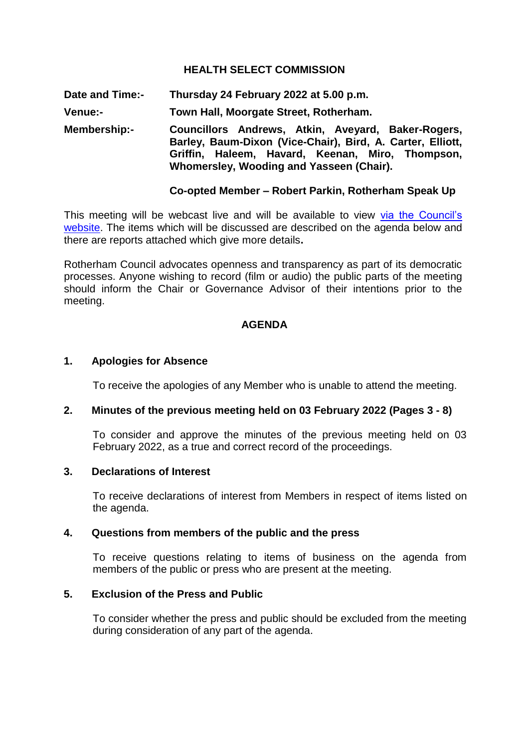# HEALTH SELECT COMMISSION

**Date and Time:-** **Thursday 24 February 2022 at 5.00 p.m.**

**Venue:-** **Town Hall, Moorgate Street, Rotherham.**

**Membership:-** **Councillors Andrews, Atkin, Aveyard, Baker-Rogers, Barley, Baum-Dixon (Vice-Chair), Bird, A. Carter, Elliott, Griffin, Haleem, Havard, Keenan, Miro, Thompson, Whomersley, Wooding and Yasseen (Chair).**

**Co-opted Member – Robert Parkin, Rotherham Speak Up**

This meeting will be webcast live and will be available to view via the Council's website. The items which will be discussed are described on the agenda below and there are reports attached which give more details**.**

Rotherham Council advocates openness and transparency as part of its democratic processes. Anyone wishing to record (film or audio) the public parts of the meeting should inform the Chair or Governance Advisor of their intentions prior to the meeting.

## AGENDA

### 1. Apologies for Absence

To receive the apologies of any Member who is unable to attend the meeting.

### 2. Minutes of the previous meeting held on 03 February 2022 (Pages 3 - 8)

To consider and approve the minutes of the previous meeting held on 03 February 2022, as a true and correct record of the proceedings.

### 3. Declarations of Interest

To receive declarations of interest from Members in respect of items listed on the agenda.

### 4. Questions from members of the public and the press

To receive questions relating to items of business on the agenda from members of the public or press who are present at the meeting.

### 5. Exclusion of the Press and Public

To consider whether the press and public should be excluded from the meeting during consideration of any part of the agenda.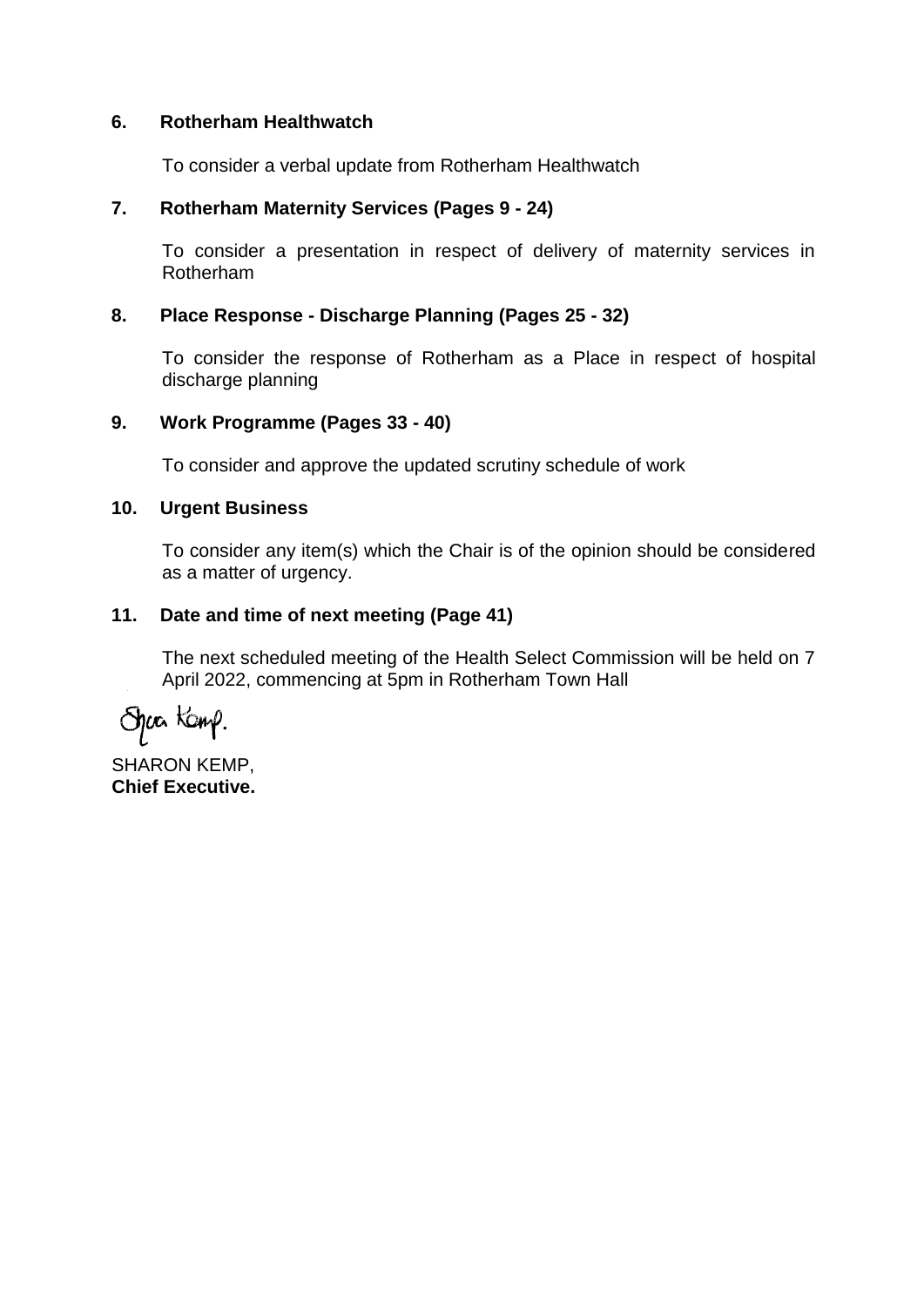## 6. Rotherham Healthwatch

To consider a verbal update from Rotherham Healthwatch

## 7. Rotherham Maternity Services (Pages 9 - 24)

To consider a presentation in respect of delivery of maternity services in Rotherham

## 8. Place Response - Discharge Planning (Pages 25 - 32)

To consider the response of Rotherham as a Place in respect of hospital discharge planning

## 9. Work Programme (Pages 33 - 40)

To consider and approve the updated scrutiny schedule of work

## 10. Urgent Business

To consider any item(s) which the Chair is of the opinion should be considered as a matter of urgency.

## 11. Date and time of next meeting (Page 41)

The next scheduled meeting of the Health Select Commission will be held on 7 April 2022, commencing at 5pm in Rotherham Town Hall

Sharon Kemp.

SHARON KEMP,
**Chief Executive.**